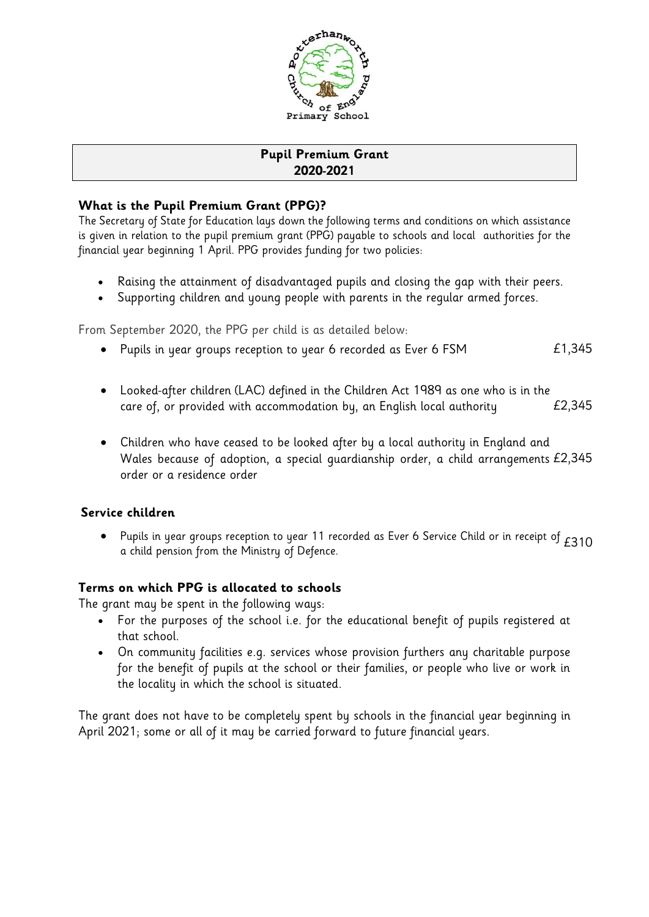# Pupil Premium Grant
**2020-2021**

## What is the Pupil Premium Grant (PPG)?

The Secretary of State for Education lays down the following terms and conditions on which assistance is given in relation to the pupil premium grant (PPG) payable to schools and local authorities for the financial year beginning 1 April. PPG provides funding for two policies:

- Raising the attainment of disadvantaged pupils and closing the gap with their peers.
- Supporting children and young people with parents in the regular armed forces.

From September 2020, the PPG per child is as detailed below:

- Pupils in year groups reception to year 6 recorded as Ever 6 FSM — £1,345
- Looked-after children (LAC) defined in the Children Act 1989 as one who is in the care of, or provided with accommodation by, an English local authority — £2,345
- Children who have ceased to be looked after by a local authority in England and Wales because of adoption, a special guardianship order, a child arrangements order or a residence order — £2,345

### Service children

- Pupils in year groups reception to year 11 recorded as Ever 6 Service Child or in receipt of a child pension from the Ministry of Defence. — £310

## Terms on which PPG is allocated to schools

The grant may be spent in the following ways:

- For the purposes of the school i.e. for the educational benefit of pupils registered at that school.
- On community facilities e.g. services whose provision furthers any charitable purpose for the benefit of pupils at the school or their families, or people who live or work in the locality in which the school is situated.

The grant does not have to be completely spent by schools in the financial year beginning in April 2021; some or all of it may be carried forward to future financial years.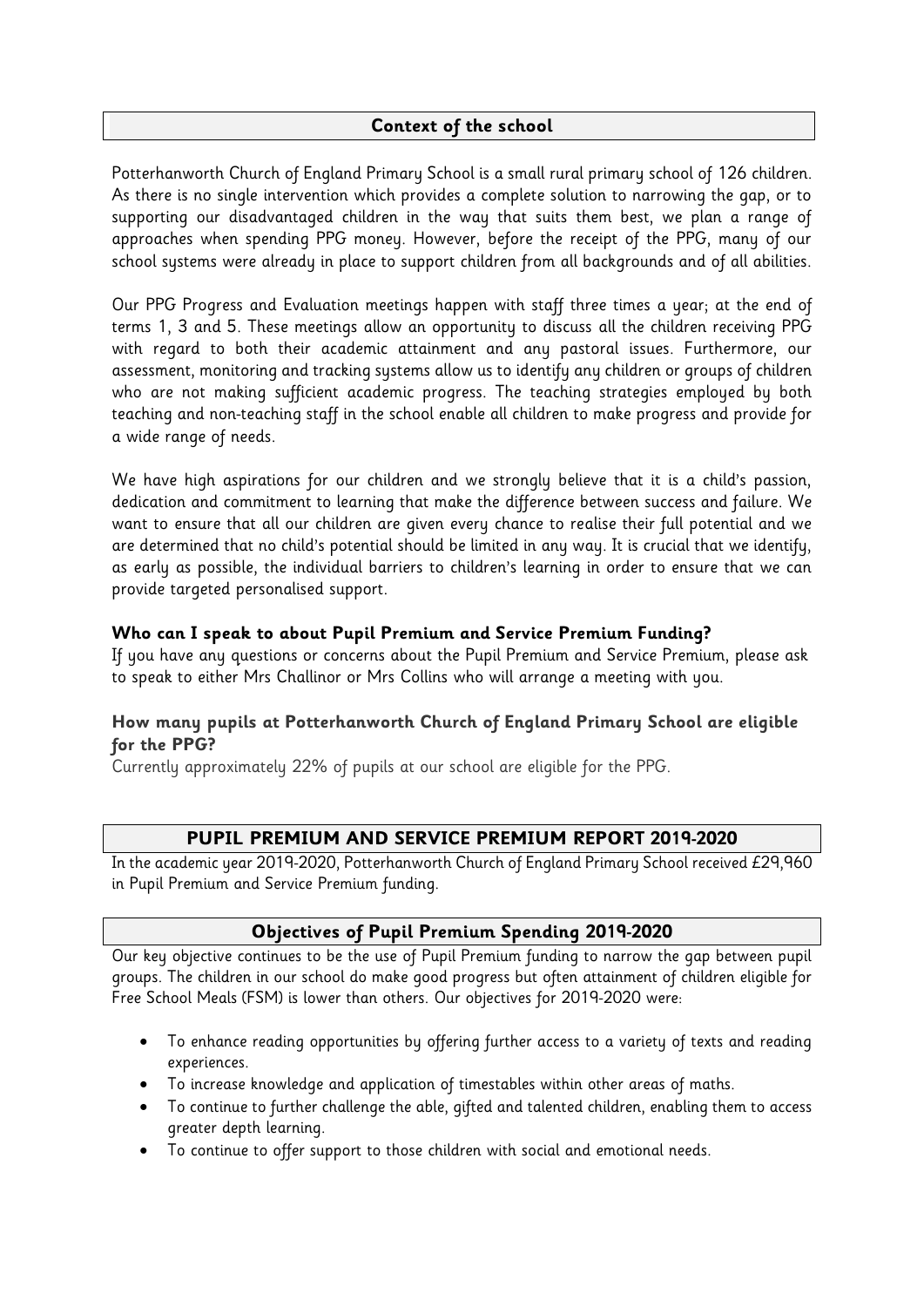## Context of the school

Potterhanworth Church of England Primary School is a small rural primary school of 126 children. As there is no single intervention which provides a complete solution to narrowing the gap, or to supporting our disadvantaged children in the way that suits them best, we plan a range of approaches when spending PPG money. However, before the receipt of the PPG, many of our school systems were already in place to support children from all backgrounds and of all abilities.

Our PPG Progress and Evaluation meetings happen with staff three times a year; at the end of terms 1, 3 and 5. These meetings allow an opportunity to discuss all the children receiving PPG with regard to both their academic attainment and any pastoral issues. Furthermore, our assessment, monitoring and tracking systems allow us to identify any children or groups of children who are not making sufficient academic progress. The teaching strategies employed by both teaching and non-teaching staff in the school enable all children to make progress and provide for a wide range of needs.

We have high aspirations for our children and we strongly believe that it is a child's passion, dedication and commitment to learning that make the difference between success and failure. We want to ensure that all our children are given every chance to realise their full potential and we are determined that no child's potential should be limited in any way. It is crucial that we identify, as early as possible, the individual barriers to children's learning in order to ensure that we can provide targeted personalised support.

### Who can I speak to about Pupil Premium and Service Premium Funding?

If you have any questions or concerns about the Pupil Premium and Service Premium, please ask to speak to either Mrs Challinor or Mrs Collins who will arrange a meeting with you.

### How many pupils at Potterhanworth Church of England Primary School are eligible for the PPG?

Currently approximately 22% of pupils at our school are eligible for the PPG.

## PUPIL PREMIUM AND SERVICE PREMIUM REPORT 2019-2020

In the academic year 2019-2020, Potterhanworth Church of England Primary School received £29,960 in Pupil Premium and Service Premium funding.

## Objectives of Pupil Premium Spending 2019-2020

Our key objective continues to be the use of Pupil Premium funding to narrow the gap between pupil groups. The children in our school do make good progress but often attainment of children eligible for Free School Meals (FSM) is lower than others. Our objectives for 2019-2020 were:

- To enhance reading opportunities by offering further access to a variety of texts and reading experiences.
- To increase knowledge and application of timestables within other areas of maths.
- To continue to further challenge the able, gifted and talented children, enabling them to access greater depth learning.
- To continue to offer support to those children with social and emotional needs.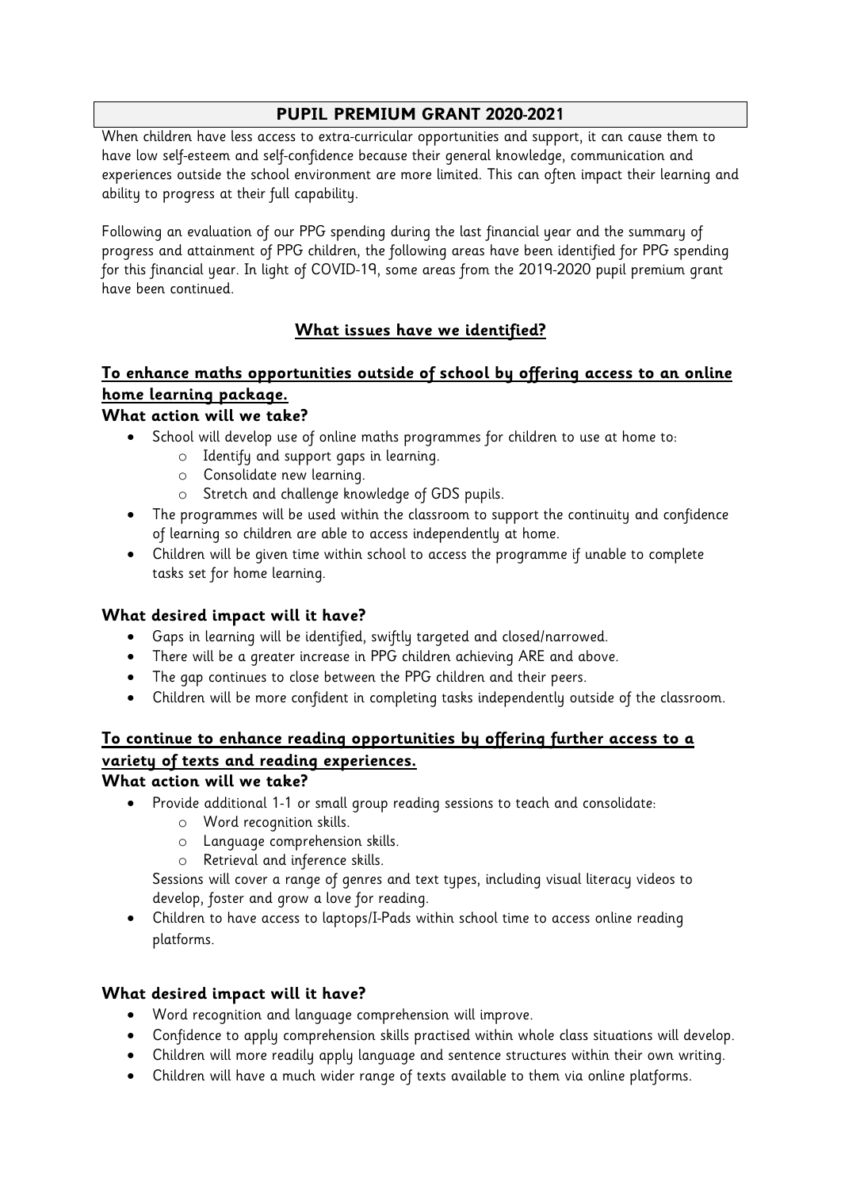# PUPIL PREMIUM GRANT 2020-2021

When children have less access to extra-curricular opportunities and support, it can cause them to have low self-esteem and self-confidence because their general knowledge, communication and experiences outside the school environment are more limited. This can often impact their learning and ability to progress at their full capability.

Following an evaluation of our PPG spending during the last financial year and the summary of progress and attainment of PPG children, the following areas have been identified for PPG spending for this financial year. In light of COVID-19, some areas from the 2019-2020 pupil premium grant have been continued.

## What issues have we identified?

### To enhance maths opportunities outside of school by offering access to an online home learning package.

**What action will we take?**

- School will develop use of online maths programmes for children to use at home to:
    - Identify and support gaps in learning.
    - Consolidate new learning.
    - Stretch and challenge knowledge of GDS pupils.
- The programmes will be used within the classroom to support the continuity and confidence of learning so children are able to access independently at home.
- Children will be given time within school to access the programme if unable to complete tasks set for home learning.

**What desired impact will it have?**

- Gaps in learning will be identified, swiftly targeted and closed/narrowed.
- There will be a greater increase in PPG children achieving ARE and above.
- The gap continues to close between the PPG children and their peers.
- Children will be more confident in completing tasks independently outside of the classroom.

### To continue to enhance reading opportunities by offering further access to a variety of texts and reading experiences.

**What action will we take?**

- Provide additional 1-1 or small group reading sessions to teach and consolidate:
    - Word recognition skills.
    - Language comprehension skills.
    - Retrieval and inference skills.

  Sessions will cover a range of genres and text types, including visual literacy videos to develop, foster and grow a love for reading.
- Children to have access to laptops/I-Pads within school time to access online reading platforms.

**What desired impact will it have?**

- Word recognition and language comprehension will improve.
- Confidence to apply comprehension skills practised within whole class situations will develop.
- Children will more readily apply language and sentence structures within their own writing.
- Children will have a much wider range of texts available to them via online platforms.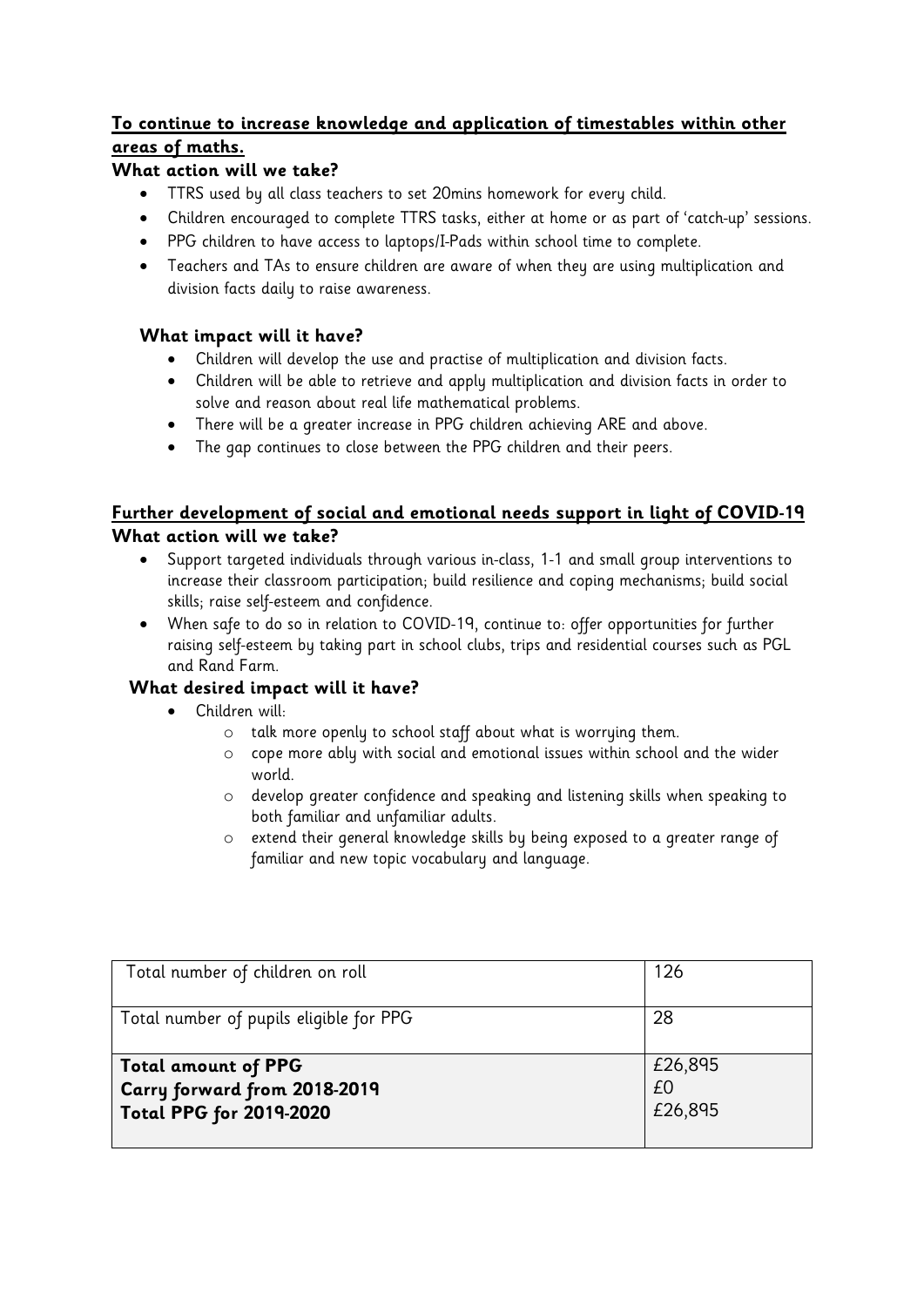## To continue to increase knowledge and application of timestables within other areas of maths.

**What action will we take?**

- TTRS used by all class teachers to set 20mins homework for every child.
- Children encouraged to complete TTRS tasks, either at home or as part of 'catch-up' sessions.
- PPG children to have access to laptops/I-Pads within school time to complete.
- Teachers and TAs to ensure children are aware of when they are using multiplication and division facts daily to raise awareness.

**What impact will it have?**

- Children will develop the use and practise of multiplication and division facts.
- Children will be able to retrieve and apply multiplication and division facts in order to solve and reason about real life mathematical problems.
- There will be a greater increase in PPG children achieving ARE and above.
- The gap continues to close between the PPG children and their peers.

## Further development of social and emotional needs support in light of COVID-19

**What action will we take?**

- Support targeted individuals through various in-class, 1-1 and small group interventions to increase their classroom participation; build resilience and coping mechanisms; build social skills; raise self-esteem and confidence.
- When safe to do so in relation to COVID-19, continue to: offer opportunities for further raising self-esteem by taking part in school clubs, trips and residential courses such as PGL and Rand Farm.

**What desired impact will it have?**

- Children will:
  - talk more openly to school staff about what is worrying them.
  - cope more ably with social and emotional issues within school and the wider world.
  - develop greater confidence and speaking and listening skills when speaking to both familiar and unfamiliar adults.
  - extend their general knowledge skills by being exposed to a greater range of familiar and new topic vocabulary and language.

| Total number of children on roll | 126 |
|---|---|
| Total number of pupils eligible for PPG | 28 |
| **Total amount of PPG**<br>**Carry forward from 2018-2019**<br>**Total PPG for 2019-2020** | £26,895<br>£0<br>£26,895 |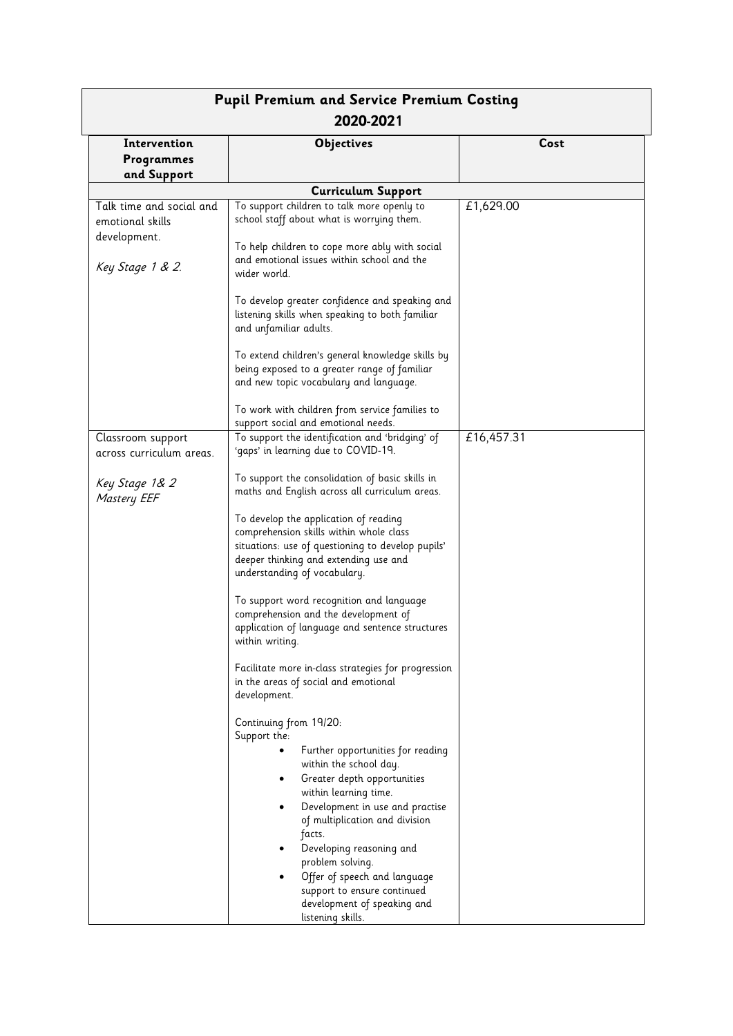| Pupil Premium and Service Premium Costing 2020-2021 | | |
|---|---|---|
| **Intervention Programmes and Support** | **Objectives** | **Cost** |
| | **Curriculum Support** | |
| Talk time and social and emotional skills development.<br><br>*Key Stage 1 & 2.* | To support children to talk more openly to school staff about what is worrying them.<br><br>To help children to cope more ably with social and emotional issues within school and the wider world.<br><br>To develop greater confidence and speaking and listening skills when speaking to both familiar and unfamiliar adults.<br><br>To extend children's general knowledge skills by being exposed to a greater range of familiar and new topic vocabulary and language.<br><br>To work with children from service families to support social and emotional needs. | £1,629.00 |
| Classroom support across curriculum areas.<br><br>*Key Stage 1& 2*<br>*Mastery EEF* | To support the identification and 'bridging' of 'gaps' in learning due to COVID-19.<br><br>To support the consolidation of basic skills in maths and English across all curriculum areas.<br><br>To develop the application of reading comprehension skills within whole class situations: use of questioning to develop pupils' deeper thinking and extending use and understanding of vocabulary.<br><br>To support word recognition and language comprehension and the development of application of language and sentence structures within writing.<br><br>Facilitate more in-class strategies for progression in the areas of social and emotional development.<br><br>Continuing from 19/20:<br>Support the:<br>• Further opportunities for reading within the school day.<br>• Greater depth opportunities within learning time.<br>• Development in use and practise of multiplication and division facts.<br>• Developing reasoning and problem solving.<br>• Offer of speech and language support to ensure continued development of speaking and listening skills. | £16,457.31 |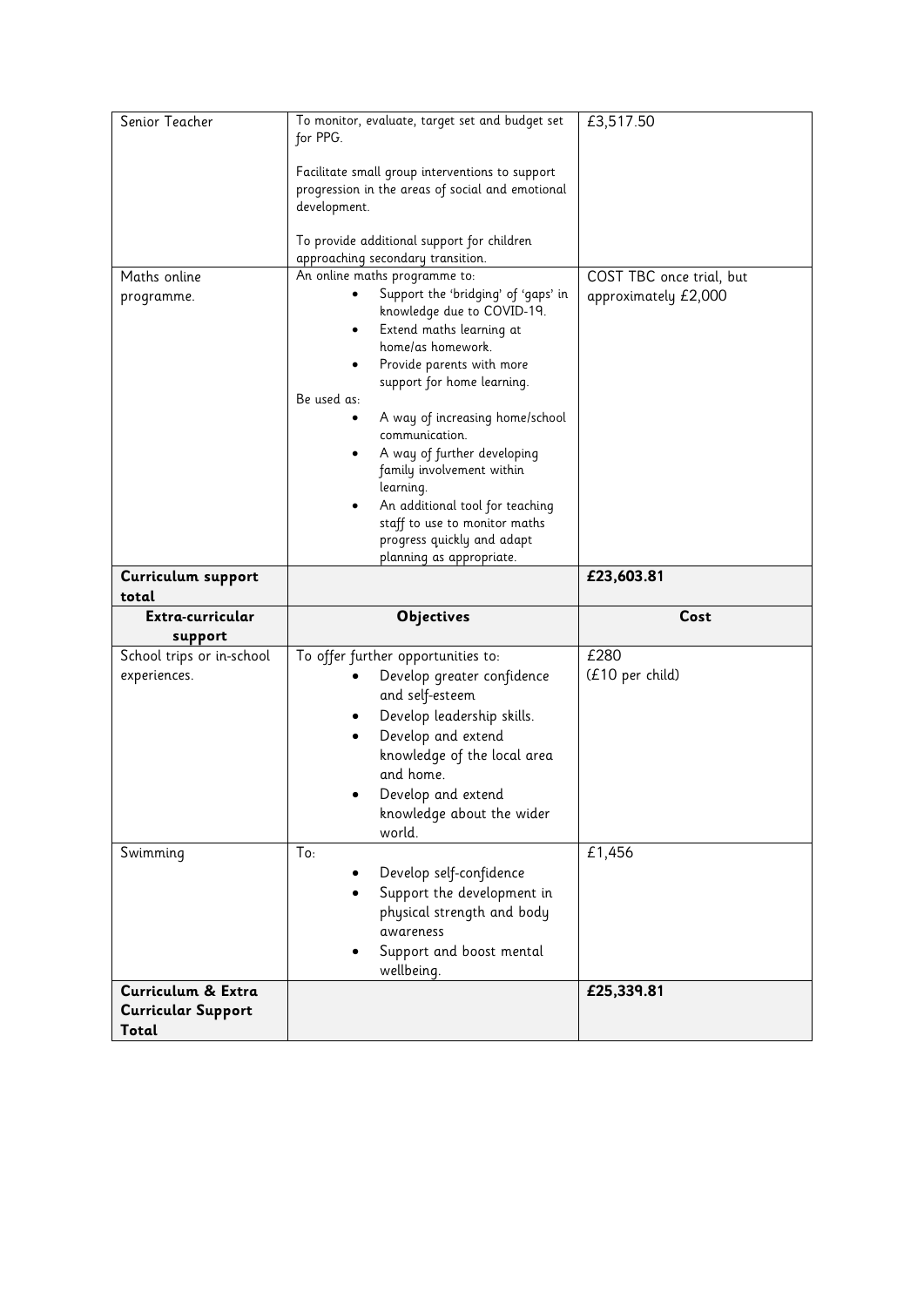| Senior Teacher | To monitor, evaluate, target set and budget set for PPG.<br><br>Facilitate small group interventions to support progression in the areas of social and emotional development.<br><br>To provide additional support for children approaching secondary transition. | £3,517.50 |
|---|---|---|
| Maths online programme. | An online maths programme to:<br>• Support the 'bridging' of 'gaps' in knowledge due to COVID-19.<br>• Extend maths learning at home/as homework.<br>• Provide parents with more support for home learning.<br>Be used as:<br>• A way of increasing home/school communication.<br>• A way of further developing family involvement within learning.<br>• An additional tool for teaching staff to use to monitor maths progress quickly and adapt planning as appropriate. | COST TBC once trial, but approximately £2,000 |
| **Curriculum support total** | | **£23,603.81** |
| **Extra-curricular support** | **Objectives** | **Cost** |
| School trips or in-school experiences. | To offer further opportunities to:<br>• Develop greater confidence and self-esteem<br>• Develop leadership skills.<br>• Develop and extend knowledge of the local area and home.<br>• Develop and extend knowledge about the wider world. | £280<br>(£10 per child) |
| Swimming | To:<br>• Develop self-confidence<br>• Support the development in physical strength and body awareness<br>• Support and boost mental wellbeing. | £1,456 |
| **Curriculum & Extra Curricular Support Total** | | **£25,339.81** |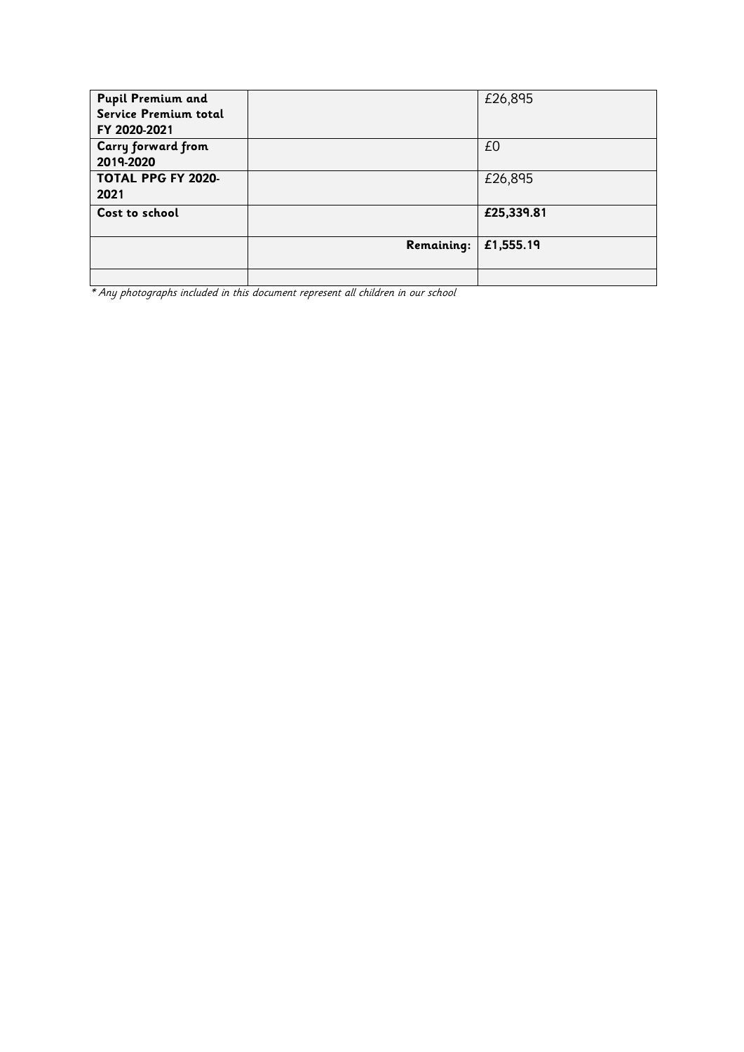| | | |
|---|---|---|
| **Pupil Premium and Service Premium total FY 2020-2021** | | £26,895 |
| **Carry forward from 2019-2020** | | £0 |
| **TOTAL PPG FY 2020-2021** | | £26,895 |
| **Cost to school** | | **£25,339.81** |
| | **Remaining:** | **£1,555.19** |
| | | |

*\* Any photographs included in this document represent all children in our school*